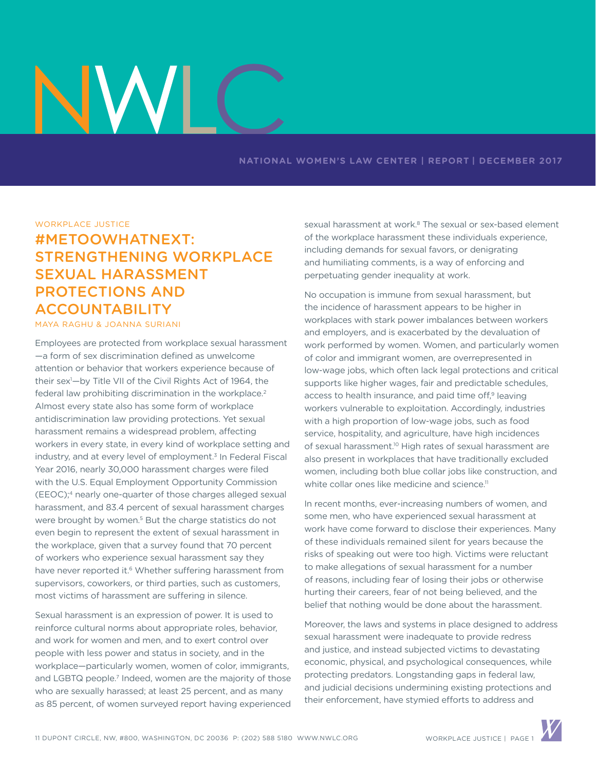NATIONAL WOMEN'S LAW CENTER | REPORT | DECEMBER 2017

WORKPLACE JUSTICE

# #METOOWHATNEXT: STRENGTHENING WORKPLACE SEXUAL HARASSMENT PROTECTIONS AND ACCOUNTABILITY

MAYA RAGHU & JOANNA SURIANI

Employees are protected from workplace sexual harassment—a form of sex discrimination defined as unwelcome attention or behavior that workers experience because of their sex[1]—by Title VII of the Civil Rights Act of 1964, the federal law prohibiting discrimination in the workplace.[2] Almost every state also has some form of workplace antidiscrimination law providing protections. Yet sexual harassment remains a widespread problem, affecting workers in every state, in every kind of workplace setting and industry, and at every level of employment.[3] In Federal Fiscal Year 2016, nearly 30,000 harassment charges were filed with the U.S. Equal Employment Opportunity Commission (EEOC);[4] nearly one-quarter of those charges alleged sexual harassment, and 83.4 percent of sexual harassment charges were brought by women.[5] But the charge statistics do not even begin to represent the extent of sexual harassment in the workplace, given that a survey found that 70 percent of workers who experience sexual harassment say they have never reported it.[6] Whether suffering harassment from supervisors, coworkers, or third parties, such as customers, most victims of harassment are suffering in silence.

Sexual harassment is an expression of power. It is used to reinforce cultural norms about appropriate roles, behavior, and work for women and men, and to exert control over people with less power and status in society, and in the workplace—particularly women, women of color, immigrants, and LGBTQ people.[7] Indeed, women are the majority of those who are sexually harassed; at least 25 percent, and as many as 85 percent, of women surveyed report having experienced sexual harassment at work.[8] The sexual or sex-based element of the workplace harassment these individuals experience, including demands for sexual favors, or denigrating and humiliating comments, is a way of enforcing and perpetuating gender inequality at work.

No occupation is immune from sexual harassment, but the incidence of harassment appears to be higher in workplaces with stark power imbalances between workers and employers, and is exacerbated by the devaluation of work performed by women. Women, and particularly women of color and immigrant women, are overrepresented in low-wage jobs, which often lack legal protections and critical supports like higher wages, fair and predictable schedules, access to health insurance, and paid time off,[9] leaving workers vulnerable to exploitation. Accordingly, industries with a high proportion of low-wage jobs, such as food service, hospitality, and agriculture, have high incidences of sexual harassment.[10] High rates of sexual harassment are also present in workplaces that have traditionally excluded women, including both blue collar jobs like construction, and white collar ones like medicine and science.[11]

In recent months, ever-increasing numbers of women, and some men, who have experienced sexual harassment at work have come forward to disclose their experiences. Many of these individuals remained silent for years because the risks of speaking out were too high. Victims were reluctant to make allegations of sexual harassment for a number of reasons, including fear of losing their jobs or otherwise hurting their careers, fear of not being believed, and the belief that nothing would be done about the harassment.

Moreover, the laws and systems in place designed to address sexual harassment were inadequate to provide redress and justice, and instead subjected victims to devastating economic, physical, and psychological consequences, while protecting predators. Longstanding gaps in federal law, and judicial decisions undermining existing protections and their enforcement, have stymied efforts to address and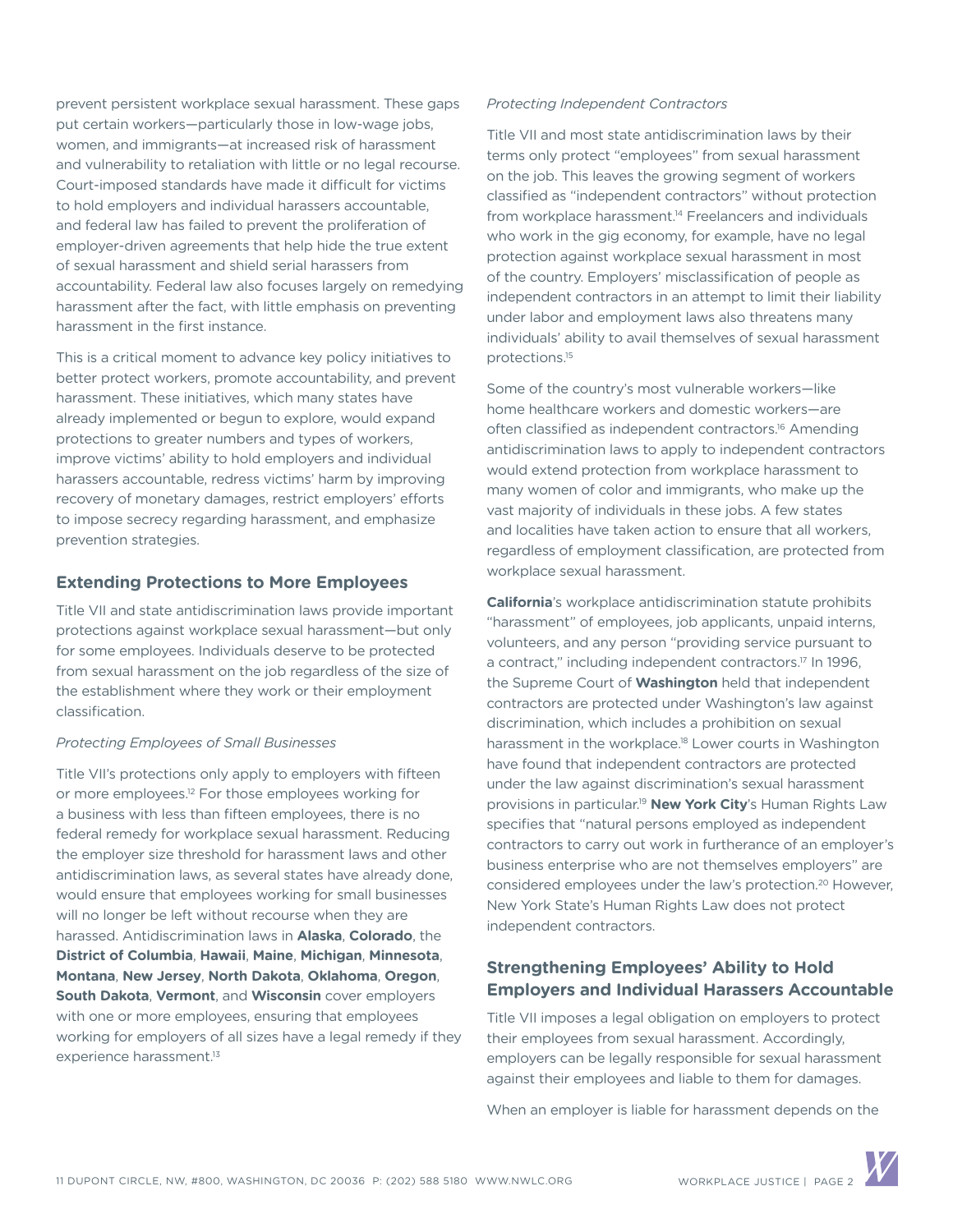prevent persistent workplace sexual harassment. These gaps put certain workers—particularly those in low-wage jobs, women, and immigrants—at increased risk of harassment and vulnerability to retaliation with little or no legal recourse. Court-imposed standards have made it difficult for victims to hold employers and individual harassers accountable, and federal law has failed to prevent the proliferation of employer-driven agreements that help hide the true extent of sexual harassment and shield serial harassers from accountability. Federal law also focuses largely on remedying harassment after the fact, with little emphasis on preventing harassment in the first instance.

This is a critical moment to advance key policy initiatives to better protect workers, promote accountability, and prevent harassment. These initiatives, which many states have already implemented or begun to explore, would expand protections to greater numbers and types of workers, improve victims' ability to hold employers and individual harassers accountable, redress victims' harm by improving recovery of monetary damages, restrict employers' efforts to impose secrecy regarding harassment, and emphasize prevention strategies.

## Extending Protections to More Employees

Title VII and state antidiscrimination laws provide important protections against workplace sexual harassment—but only for some employees. Individuals deserve to be protected from sexual harassment on the job regardless of the size of the establishment where they work or their employment classification.

*Protecting Employees of Small Businesses*

Title VII's protections only apply to employers with fifteen or more employees.[12] For those employees working for a business with less than fifteen employees, there is no federal remedy for workplace sexual harassment. Reducing the employer size threshold for harassment laws and other antidiscrimination laws, as several states have already done, would ensure that employees working for small businesses will no longer be left without recourse when they are harassed. Antidiscrimination laws in **Alaska**, **Colorado**, the **District of Columbia**, **Hawaii**, **Maine**, **Michigan**, **Minnesota**, **Montana**, **New Jersey**, **North Dakota**, **Oklahoma**, **Oregon**, **South Dakota**, **Vermont**, and **Wisconsin** cover employers with one or more employees, ensuring that employees working for employers of all sizes have a legal remedy if they experience harassment.[13]

*Protecting Independent Contractors*

Title VII and most state antidiscrimination laws by their terms only protect "employees" from sexual harassment on the job. This leaves the growing segment of workers classified as "independent contractors" without protection from workplace harassment.[14] Freelancers and individuals who work in the gig economy, for example, have no legal protection against workplace sexual harassment in most of the country. Employers' misclassification of people as independent contractors in an attempt to limit their liability under labor and employment laws also threatens many individuals' ability to avail themselves of sexual harassment protections.[15]

Some of the country's most vulnerable workers—like home healthcare workers and domestic workers—are often classified as independent contractors.[16] Amending antidiscrimination laws to apply to independent contractors would extend protection from workplace harassment to many women of color and immigrants, who make up the vast majority of individuals in these jobs. A few states and localities have taken action to ensure that all workers, regardless of employment classification, are protected from workplace sexual harassment.

**California**'s workplace antidiscrimination statute prohibits "harassment" of employees, job applicants, unpaid interns, volunteers, and any person "providing service pursuant to a contract," including independent contractors.[17] In 1996, the Supreme Court of **Washington** held that independent contractors are protected under Washington's law against discrimination, which includes a prohibition on sexual harassment in the workplace.[18] Lower courts in Washington have found that independent contractors are protected under the law against discrimination's sexual harassment provisions in particular.[19] **New York City**'s Human Rights Law specifies that "natural persons employed as independent contractors to carry out work in furtherance of an employer's business enterprise who are not themselves employers" are considered employees under the law's protection.[20] However, New York State's Human Rights Law does not protect independent contractors.

## Strengthening Employees' Ability to Hold Employers and Individual Harassers Accountable

Title VII imposes a legal obligation on employers to protect their employees from sexual harassment. Accordingly, employers can be legally responsible for sexual harassment against their employees and liable to them for damages.

When an employer is liable for harassment depends on the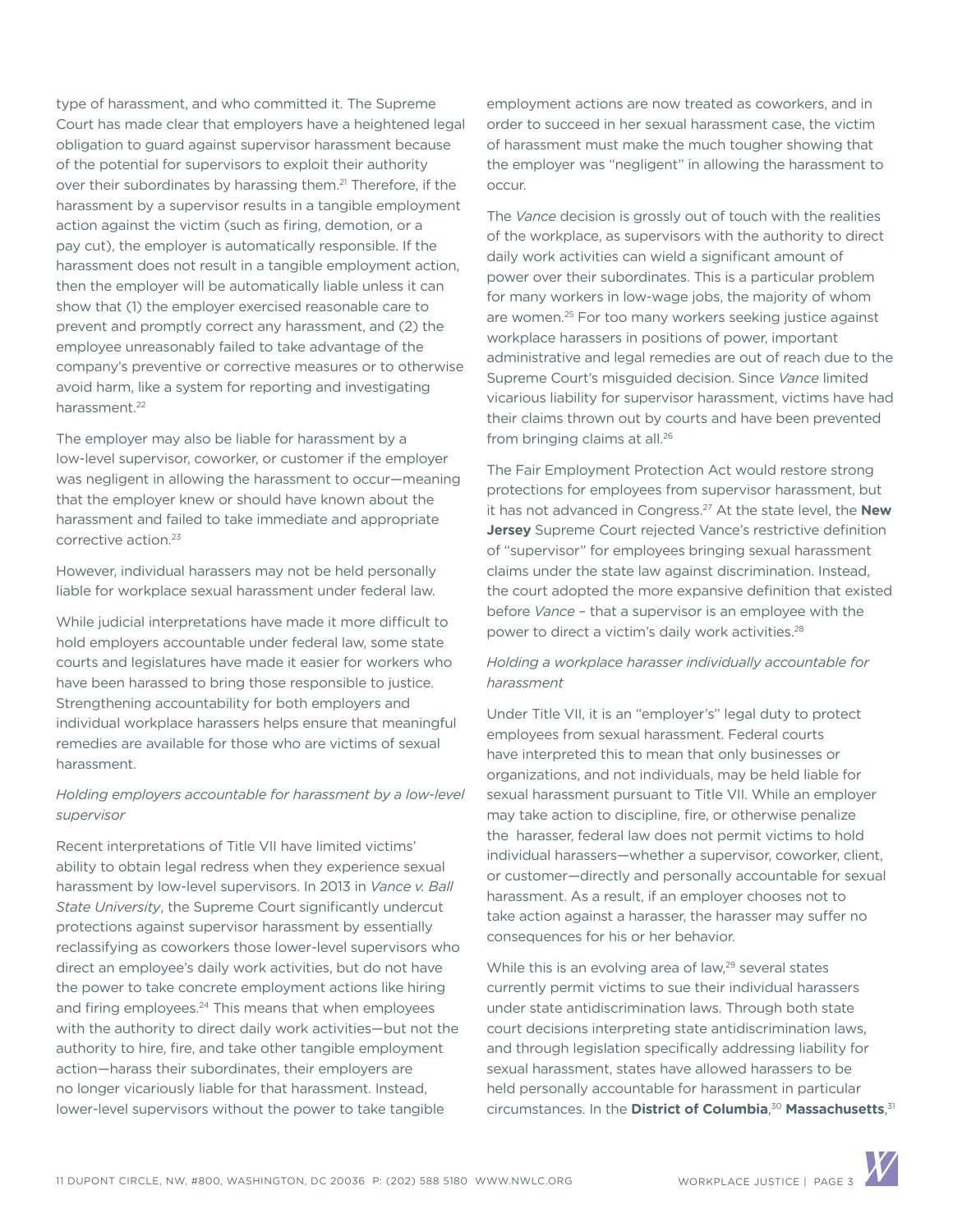type of harassment, and who committed it. The Supreme Court has made clear that employers have a heightened legal obligation to guard against supervisor harassment because of the potential for supervisors to exploit their authority over their subordinates by harassing them.[21] Therefore, if the harassment by a supervisor results in a tangible employment action against the victim (such as firing, demotion, or a pay cut), the employer is automatically responsible. If the harassment does not result in a tangible employment action, then the employer will be automatically liable unless it can show that (1) the employer exercised reasonable care to prevent and promptly correct any harassment, and (2) the employee unreasonably failed to take advantage of the company's preventive or corrective measures or to otherwise avoid harm, like a system for reporting and investigating harassment.[22]

The employer may also be liable for harassment by a low-level supervisor, coworker, or customer if the employer was negligent in allowing the harassment to occur—meaning that the employer knew or should have known about the harassment and failed to take immediate and appropriate corrective action.[23]

However, individual harassers may not be held personally liable for workplace sexual harassment under federal law.

While judicial interpretations have made it more difficult to hold employers accountable under federal law, some state courts and legislatures have made it easier for workers who have been harassed to bring those responsible to justice. Strengthening accountability for both employers and individual workplace harassers helps ensure that meaningful remedies are available for those who are victims of sexual harassment.

*Holding employers accountable for harassment by a low-level supervisor*

Recent interpretations of Title VII have limited victims' ability to obtain legal redress when they experience sexual harassment by low-level supervisors. In 2013 in *Vance v. Ball State University*, the Supreme Court significantly undercut protections against supervisor harassment by essentially reclassifying as coworkers those lower-level supervisors who direct an employee's daily work activities, but do not have the power to take concrete employment actions like hiring and firing employees.[24] This means that when employees with the authority to direct daily work activities—but not the authority to hire, fire, and take other tangible employment action—harass their subordinates, their employers are no longer vicariously liable for that harassment. Instead, lower-level supervisors without the power to take tangible employment actions are now treated as coworkers, and in order to succeed in her sexual harassment case, the victim of harassment must make the much tougher showing that the employer was "negligent" in allowing the harassment to occur.

The *Vance* decision is grossly out of touch with the realities of the workplace, as supervisors with the authority to direct daily work activities can wield a significant amount of power over their subordinates. This is a particular problem for many workers in low-wage jobs, the majority of whom are women.[25] For too many workers seeking justice against workplace harassers in positions of power, important administrative and legal remedies are out of reach due to the Supreme Court's misguided decision. Since *Vance* limited vicarious liability for supervisor harassment, victims have had their claims thrown out by courts and have been prevented from bringing claims at all.[26]

The Fair Employment Protection Act would restore strong protections for employees from supervisor harassment, but it has not advanced in Congress.[27] At the state level, the **New Jersey** Supreme Court rejected Vance's restrictive definition of "supervisor" for employees bringing sexual harassment claims under the state law against discrimination. Instead, the court adopted the more expansive definition that existed before *Vance* – that a supervisor is an employee with the power to direct a victim's daily work activities.[28]

*Holding a workplace harasser individually accountable for harassment*

Under Title VII, it is an "employer's" legal duty to protect employees from sexual harassment. Federal courts have interpreted this to mean that only businesses or organizations, and not individuals, may be held liable for sexual harassment pursuant to Title VII. While an employer may take action to discipline, fire, or otherwise penalize the harasser, federal law does not permit victims to hold individual harassers—whether a supervisor, coworker, client, or customer—directly and personally accountable for sexual harassment. As a result, if an employer chooses not to take action against a harasser, the harasser may suffer no consequences for his or her behavior.

While this is an evolving area of law,[29] several states currently permit victims to sue their individual harassers under state antidiscrimination laws. Through both state court decisions interpreting state antidiscrimination laws, and through legislation specifically addressing liability for sexual harassment, states have allowed harassers to be held personally accountable for harassment in particular circumstances. In the **District of Columbia**,[30] **Massachusetts**,[31]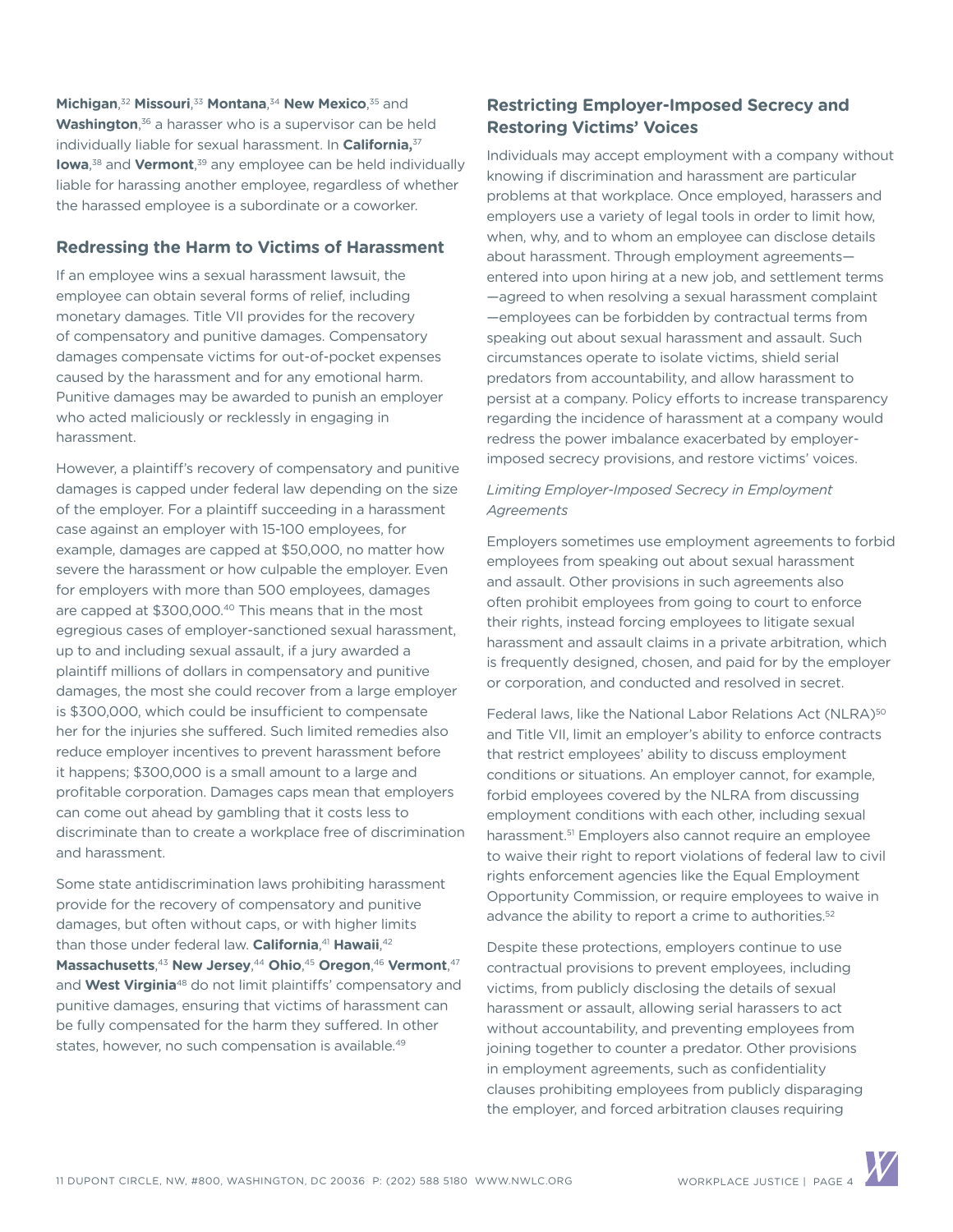**Michigan**,[32] **Missouri**,[33] **Montana**,[34] **New Mexico**,[35] and **Washington**,[36] a harasser who is a supervisor can be held individually liable for sexual harassment. In **California**,[37] **Iowa**,[38] and **Vermont**,[39] any employee can be held individually liable for harassing another employee, regardless of whether the harassed employee is a subordinate or a coworker.

## Redressing the Harm to Victims of Harassment

If an employee wins a sexual harassment lawsuit, the employee can obtain several forms of relief, including monetary damages. Title VII provides for the recovery of compensatory and punitive damages. Compensatory damages compensate victims for out-of-pocket expenses caused by the harassment and for any emotional harm. Punitive damages may be awarded to punish an employer who acted maliciously or recklessly in engaging in harassment.

However, a plaintiff's recovery of compensatory and punitive damages is capped under federal law depending on the size of the employer. For a plaintiff succeeding in a harassment case against an employer with 15-100 employees, for example, damages are capped at $50,000, no matter how severe the harassment or how culpable the employer. Even for employers with more than 500 employees, damages are capped at $300,000.[40] This means that in the most egregious cases of employer-sanctioned sexual harassment, up to and including sexual assault, if a jury awarded a plaintiff millions of dollars in compensatory and punitive damages, the most she could recover from a large employer is $300,000, which could be insufficient to compensate her for the injuries she suffered. Such limited remedies also reduce employer incentives to prevent harassment before it happens; $300,000 is a small amount to a large and profitable corporation. Damages caps mean that employers can come out ahead by gambling that it costs less to discriminate than to create a workplace free of discrimination and harassment.

Some state antidiscrimination laws prohibiting harassment provide for the recovery of compensatory and punitive damages, but often without caps, or with higher limits than those under federal law. **California**,[41] **Hawaii**,[42] **Massachusetts**,[43] **New Jersey**,[44] **Ohio**,[45] **Oregon**,[46] **Vermont**,[47] and **West Virginia**[48] do not limit plaintiffs' compensatory and punitive damages, ensuring that victims of harassment can be fully compensated for the harm they suffered. In other states, however, no such compensation is available.[49]

## Restricting Employer-Imposed Secrecy and Restoring Victims' Voices

Individuals may accept employment with a company without knowing if discrimination and harassment are particular problems at that workplace. Once employed, harassers and employers use a variety of legal tools in order to limit how, when, why, and to whom an employee can disclose details about harassment. Through employment agreements—entered into upon hiring at a new job, and settlement terms—agreed to when resolving a sexual harassment complaint—employees can be forbidden by contractual terms from speaking out about sexual harassment and assault. Such circumstances operate to isolate victims, shield serial predators from accountability, and allow harassment to persist at a company. Policy efforts to increase transparency regarding the incidence of harassment at a company would redress the power imbalance exacerbated by employer-imposed secrecy provisions, and restore victims' voices.

*Limiting Employer-Imposed Secrecy in Employment Agreements*

Employers sometimes use employment agreements to forbid employees from speaking out about sexual harassment and assault. Other provisions in such agreements also often prohibit employees from going to court to enforce their rights, instead forcing employees to litigate sexual harassment and assault claims in a private arbitration, which is frequently designed, chosen, and paid for by the employer or corporation, and conducted and resolved in secret.

Federal laws, like the National Labor Relations Act (NLRA)[50] and Title VII, limit an employer's ability to enforce contracts that restrict employees' ability to discuss employment conditions or situations. An employer cannot, for example, forbid employees covered by the NLRA from discussing employment conditions with each other, including sexual harassment.[51] Employers also cannot require an employee to waive their right to report violations of federal law to civil rights enforcement agencies like the Equal Employment Opportunity Commission, or require employees to waive in advance the ability to report a crime to authorities.[52]

Despite these protections, employers continue to use contractual provisions to prevent employees, including victims, from publicly disclosing the details of sexual harassment or assault, allowing serial harassers to act without accountability, and preventing employees from joining together to counter a predator. Other provisions in employment agreements, such as confidentiality clauses prohibiting employees from publicly disparaging the employer, and forced arbitration clauses requiring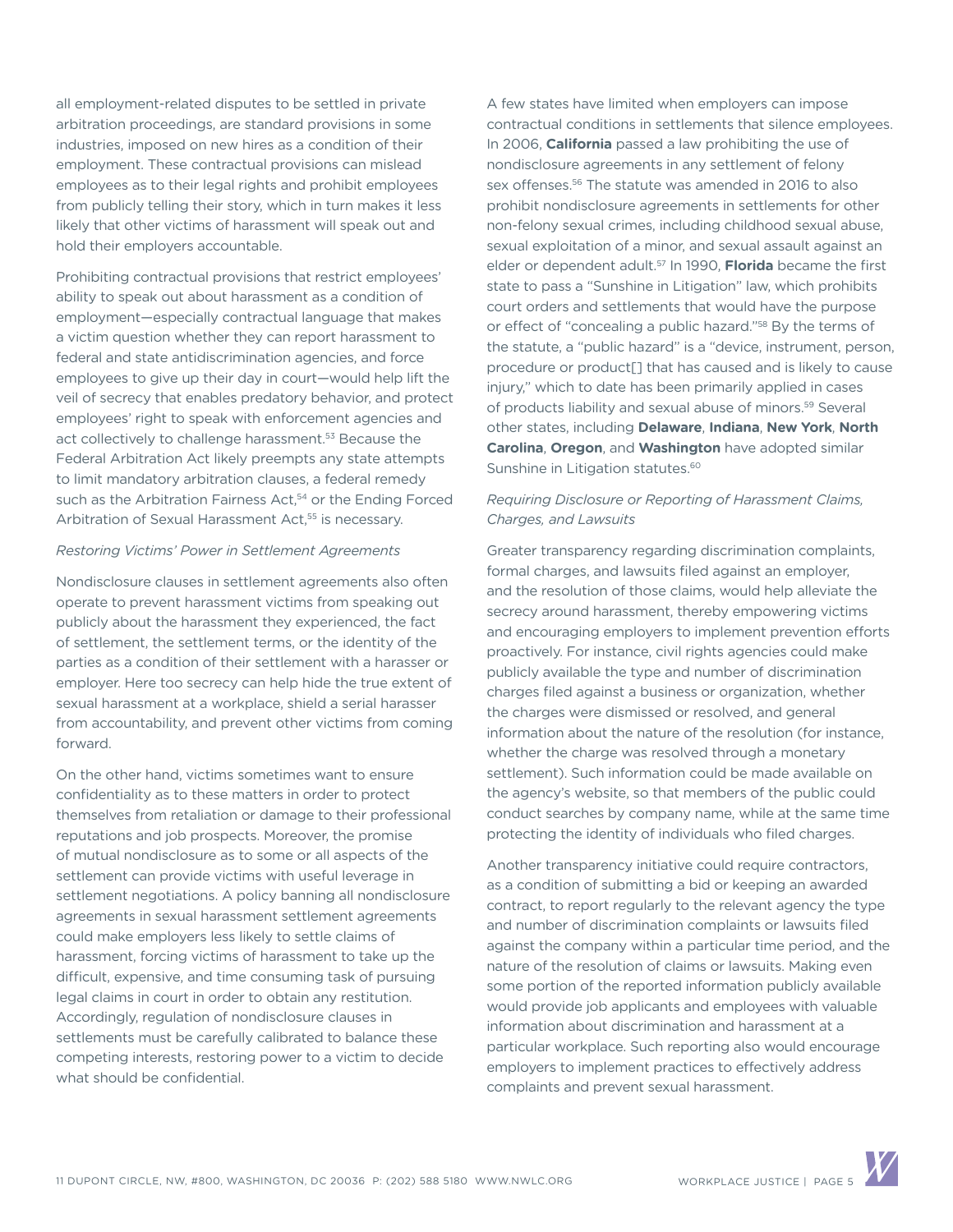all employment-related disputes to be settled in private arbitration proceedings, are standard provisions in some industries, imposed on new hires as a condition of their employment. These contractual provisions can mislead employees as to their legal rights and prohibit employees from publicly telling their story, which in turn makes it less likely that other victims of harassment will speak out and hold their employers accountable.

Prohibiting contractual provisions that restrict employees' ability to speak out about harassment as a condition of employment—especially contractual language that makes a victim question whether they can report harassment to federal and state antidiscrimination agencies, and force employees to give up their day in court—would help lift the veil of secrecy that enables predatory behavior, and protect employees' right to speak with enforcement agencies and act collectively to challenge harassment.[53] Because the Federal Arbitration Act likely preempts any state attempts to limit mandatory arbitration clauses, a federal remedy such as the Arbitration Fairness Act,[54] or the Ending Forced Arbitration of Sexual Harassment Act,[55] is necessary.

*Restoring Victims' Power in Settlement Agreements*

Nondisclosure clauses in settlement agreements also often operate to prevent harassment victims from speaking out publicly about the harassment they experienced, the fact of settlement, the settlement terms, or the identity of the parties as a condition of their settlement with a harasser or employer. Here too secrecy can help hide the true extent of sexual harassment at a workplace, shield a serial harasser from accountability, and prevent other victims from coming forward.

On the other hand, victims sometimes want to ensure confidentiality as to these matters in order to protect themselves from retaliation or damage to their professional reputations and job prospects. Moreover, the promise of mutual nondisclosure as to some or all aspects of the settlement can provide victims with useful leverage in settlement negotiations. A policy banning all nondisclosure agreements in sexual harassment settlement agreements could make employers less likely to settle claims of harassment, forcing victims of harassment to take up the difficult, expensive, and time consuming task of pursuing legal claims in court in order to obtain any restitution. Accordingly, regulation of nondisclosure clauses in settlements must be carefully calibrated to balance these competing interests, restoring power to a victim to decide what should be confidential.

A few states have limited when employers can impose contractual conditions in settlements that silence employees. In 2006, **California** passed a law prohibiting the use of nondisclosure agreements in any settlement of felony sex offenses.[56] The statute was amended in 2016 to also prohibit nondisclosure agreements in settlements for other non-felony sexual crimes, including childhood sexual abuse, sexual exploitation of a minor, and sexual assault against an elder or dependent adult.[57] In 1990, **Florida** became the first state to pass a "Sunshine in Litigation" law, which prohibits court orders and settlements that would have the purpose or effect of "concealing a public hazard."[58] By the terms of the statute, a "public hazard" is a "device, instrument, person, procedure or product[] that has caused and is likely to cause injury," which to date has been primarily applied in cases of products liability and sexual abuse of minors.[59] Several other states, including **Delaware**, **Indiana**, **New York**, **North Carolina**, **Oregon**, and **Washington** have adopted similar Sunshine in Litigation statutes.[60]

*Requiring Disclosure or Reporting of Harassment Claims, Charges, and Lawsuits*

Greater transparency regarding discrimination complaints, formal charges, and lawsuits filed against an employer, and the resolution of those claims, would help alleviate the secrecy around harassment, thereby empowering victims and encouraging employers to implement prevention efforts proactively. For instance, civil rights agencies could make publicly available the type and number of discrimination charges filed against a business or organization, whether the charges were dismissed or resolved, and general information about the nature of the resolution (for instance, whether the charge was resolved through a monetary settlement). Such information could be made available on the agency's website, so that members of the public could conduct searches by company name, while at the same time protecting the identity of individuals who filed charges.

Another transparency initiative could require contractors, as a condition of submitting a bid or keeping an awarded contract, to report regularly to the relevant agency the type and number of discrimination complaints or lawsuits filed against the company within a particular time period, and the nature of the resolution of claims or lawsuits. Making even some portion of the reported information publicly available would provide job applicants and employees with valuable information about discrimination and harassment at a particular workplace. Such reporting also would encourage employers to implement practices to effectively address complaints and prevent sexual harassment.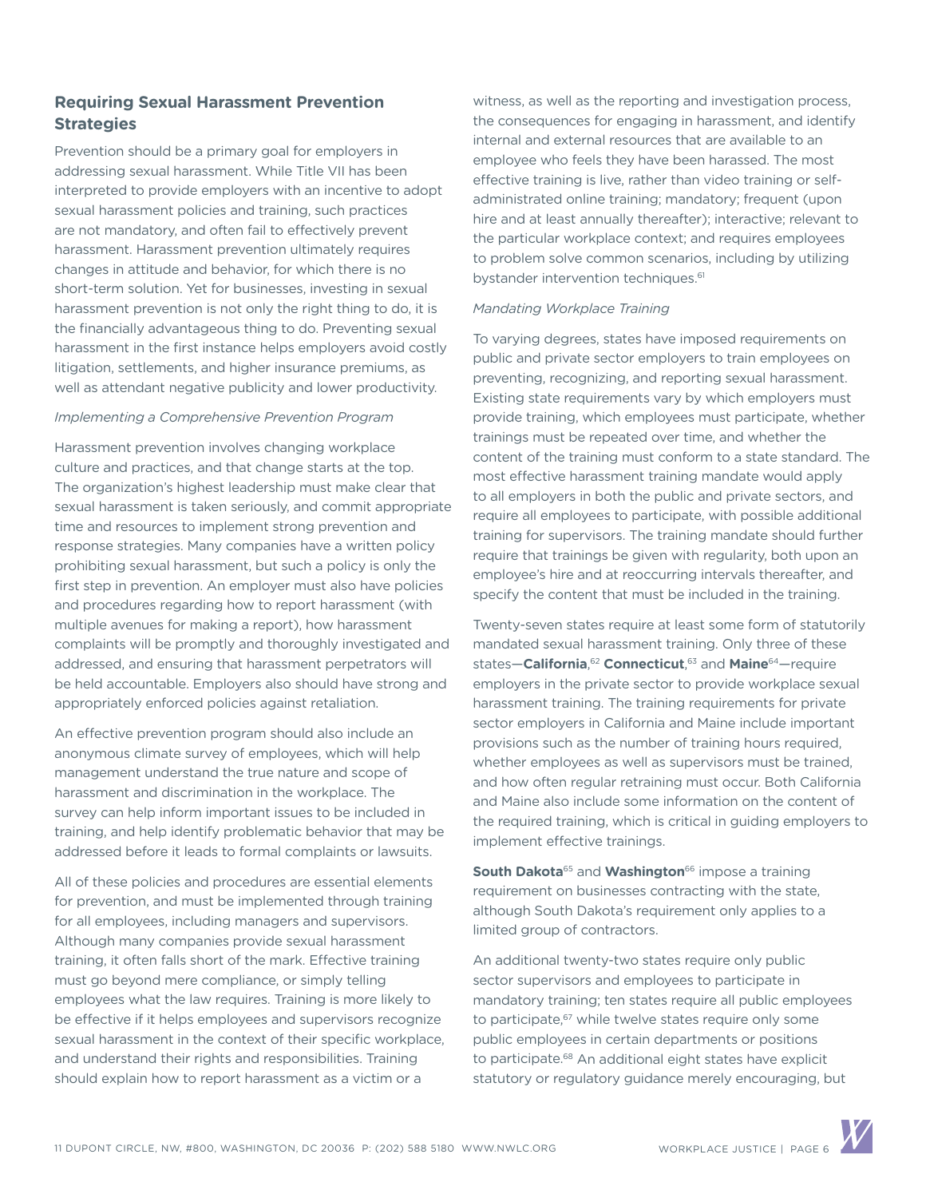## Requiring Sexual Harassment Prevention Strategies

Prevention should be a primary goal for employers in addressing sexual harassment. While Title VII has been interpreted to provide employers with an incentive to adopt sexual harassment policies and training, such practices are not mandatory, and often fail to effectively prevent harassment. Harassment prevention ultimately requires changes in attitude and behavior, for which there is no short-term solution. Yet for businesses, investing in sexual harassment prevention is not only the right thing to do, it is the financially advantageous thing to do. Preventing sexual harassment in the first instance helps employers avoid costly litigation, settlements, and higher insurance premiums, as well as attendant negative publicity and lower productivity.

*Implementing a Comprehensive Prevention Program*

Harassment prevention involves changing workplace culture and practices, and that change starts at the top. The organization's highest leadership must make clear that sexual harassment is taken seriously, and commit appropriate time and resources to implement strong prevention and response strategies. Many companies have a written policy prohibiting sexual harassment, but such a policy is only the first step in prevention. An employer must also have policies and procedures regarding how to report harassment (with multiple avenues for making a report), how harassment complaints will be promptly and thoroughly investigated and addressed, and ensuring that harassment perpetrators will be held accountable. Employers also should have strong and appropriately enforced policies against retaliation.

An effective prevention program should also include an anonymous climate survey of employees, which will help management understand the true nature and scope of harassment and discrimination in the workplace. The survey can help inform important issues to be included in training, and help identify problematic behavior that may be addressed before it leads to formal complaints or lawsuits.

All of these policies and procedures are essential elements for prevention, and must be implemented through training for all employees, including managers and supervisors. Although many companies provide sexual harassment training, it often falls short of the mark. Effective training must go beyond mere compliance, or simply telling employees what the law requires. Training is more likely to be effective if it helps employees and supervisors recognize sexual harassment in the context of their specific workplace, and understand their rights and responsibilities. Training should explain how to report harassment as a victim or a witness, as well as the reporting and investigation process, the consequences for engaging in harassment, and identify internal and external resources that are available to an employee who feels they have been harassed. The most effective training is live, rather than video training or self-administrated online training; mandatory; frequent (upon hire and at least annually thereafter); interactive; relevant to the particular workplace context; and requires employees to problem solve common scenarios, including by utilizing bystander intervention techniques.[61]

*Mandating Workplace Training*

To varying degrees, states have imposed requirements on public and private sector employers to train employees on preventing, recognizing, and reporting sexual harassment. Existing state requirements vary by which employers must provide training, which employees must participate, whether trainings must be repeated over time, and whether the content of the training must conform to a state standard. The most effective harassment training mandate would apply to all employers in both the public and private sectors, and require all employees to participate, with possible additional training for supervisors. The training mandate should further require that trainings be given with regularity, both upon an employee's hire and at reoccurring intervals thereafter, and specify the content that must be included in the training.

Twenty-seven states require at least some form of statutorily mandated sexual harassment training. Only three of these states—**California**,[62] **Connecticut**,[63] and **Maine**[64]—require employers in the private sector to provide workplace sexual harassment training. The training requirements for private sector employers in California and Maine include important provisions such as the number of training hours required, whether employees as well as supervisors must be trained, and how often regular retraining must occur. Both California and Maine also include some information on the content of the required training, which is critical in guiding employers to implement effective trainings.

**South Dakota**[65] and **Washington**[66] impose a training requirement on businesses contracting with the state, although South Dakota's requirement only applies to a limited group of contractors.

An additional twenty-two states require only public sector supervisors and employees to participate in mandatory training; ten states require all public employees to participate,[67] while twelve states require only some public employees in certain departments or positions to participate.[68] An additional eight states have explicit statutory or regulatory guidance merely encouraging, but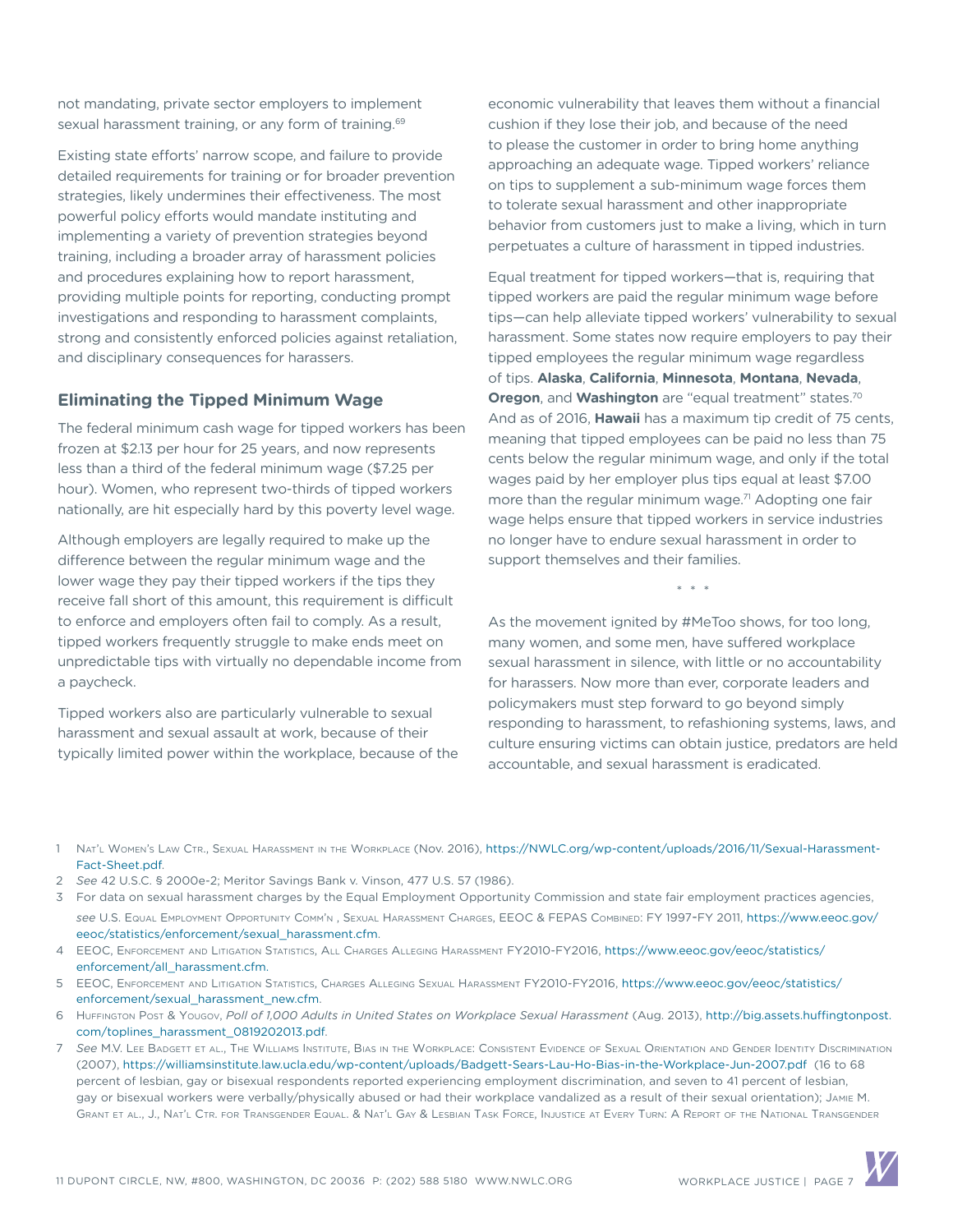not mandating, private sector employers to implement sexual harassment training, or any form of training.[69]

Existing state efforts' narrow scope, and failure to provide detailed requirements for training or for broader prevention strategies, likely undermines their effectiveness. The most powerful policy efforts would mandate instituting and implementing a variety of prevention strategies beyond training, including a broader array of harassment policies and procedures explaining how to report harassment, providing multiple points for reporting, conducting prompt investigations and responding to harassment complaints, strong and consistently enforced policies against retaliation, and disciplinary consequences for harassers.

## Eliminating the Tipped Minimum Wage

The federal minimum cash wage for tipped workers has been frozen at $2.13 per hour for 25 years, and now represents less than a third of the federal minimum wage ($7.25 per hour). Women, who represent two-thirds of tipped workers nationally, are hit especially hard by this poverty level wage.

Although employers are legally required to make up the difference between the regular minimum wage and the lower wage they pay their tipped workers if the tips they receive fall short of this amount, this requirement is difficult to enforce and employers often fail to comply. As a result, tipped workers frequently struggle to make ends meet on unpredictable tips with virtually no dependable income from a paycheck.

Tipped workers also are particularly vulnerable to sexual harassment and sexual assault at work, because of their typically limited power within the workplace, because of the economic vulnerability that leaves them without a financial cushion if they lose their job, and because of the need to please the customer in order to bring home anything approaching an adequate wage. Tipped workers' reliance on tips to supplement a sub-minimum wage forces them to tolerate sexual harassment and other inappropriate behavior from customers just to make a living, which in turn perpetuates a culture of harassment in tipped industries.

Equal treatment for tipped workers—that is, requiring that tipped workers are paid the regular minimum wage before tips—can help alleviate tipped workers' vulnerability to sexual harassment. Some states now require employers to pay their tipped employees the regular minimum wage regardless of tips. **Alaska**, **California**, **Minnesota**, **Montana**, **Nevada**, **Oregon**, and **Washington** are "equal treatment" states.[70] And as of 2016, **Hawaii** has a maximum tip credit of 75 cents, meaning that tipped employees can be paid no less than 75 cents below the regular minimum wage, and only if the total wages paid by her employer plus tips equal at least $7.00 more than the regular minimum wage.[71] Adopting one fair wage helps ensure that tipped workers in service industries no longer have to endure sexual harassment in order to support themselves and their families.

\* \* \*

As the movement ignited by #MeToo shows, for too long, many women, and some men, have suffered workplace sexual harassment in silence, with little or no accountability for harassers. Now more than ever, corporate leaders and policymakers must step forward to go beyond simply responding to harassment, to refashioning systems, laws, and culture ensuring victims can obtain justice, predators are held accountable, and sexual harassment is eradicated.

---

1 Nat'l Women's Law Ctr., Sexual Harassment in the Workplace (Nov. 2016), https://NWLC.org/wp-content/uploads/2016/11/Sexual-Harassment-Fact-Sheet.pdf.

2 *See* 42 U.S.C. § 2000e-2; Meritor Savings Bank v. Vinson, 477 U.S. 57 (1986).

3 For data on sexual harassment charges by the Equal Employment Opportunity Commission and state fair employment practices agencies, *see* U.S. Equal Employment Opportunity Comm'n , Sexual Harassment Charges, EEOC & FEPAS Combined: FY 1997-FY 2011, https://www.eeoc.gov/eeoc/statistics/enforcement/sexual_harassment.cfm.

4 EEOC, Enforcement and Litigation Statistics, All Charges Alleging Harassment FY2010-FY2016, https://www.eeoc.gov/eeoc/statistics/enforcement/all_harassment.cfm.

5 EEOC, Enforcement and Litigation Statistics, Charges Alleging Sexual Harassment FY2010-FY2016, https://www.eeoc.gov/eeoc/statistics/enforcement/sexual_harassment_new.cfm.

6 Huffington Post & YouGov, *Poll of 1,000 Adults in United States on Workplace Sexual Harassment* (Aug. 2013), http://big.assets.huffingtonpost.com/toplines_harassment_0819202013.pdf.

7 *See* M.V. Lee Badgett et al., The Williams Institute, Bias in the Workplace: Consistent Evidence of Sexual Orientation and Gender Identity Discrimination (2007), https://williamsinstitute.law.ucla.edu/wp-content/uploads/Badgett-Sears-Lau-Ho-Bias-in-the-Workplace-Jun-2007.pdf (16 to 68 percent of lesbian, gay or bisexual respondents reported experiencing employment discrimination, and seven to 41 percent of lesbian, gay or bisexual workers were verbally/physically abused or had their workplace vandalized as a result of their sexual orientation); Jamie M. Grant et al., J., Nat'l Ctr. for Transgender Equal. & Nat'l Gay & Lesbian Task Force, Injustice at Every Turn: A Report of the National Transgender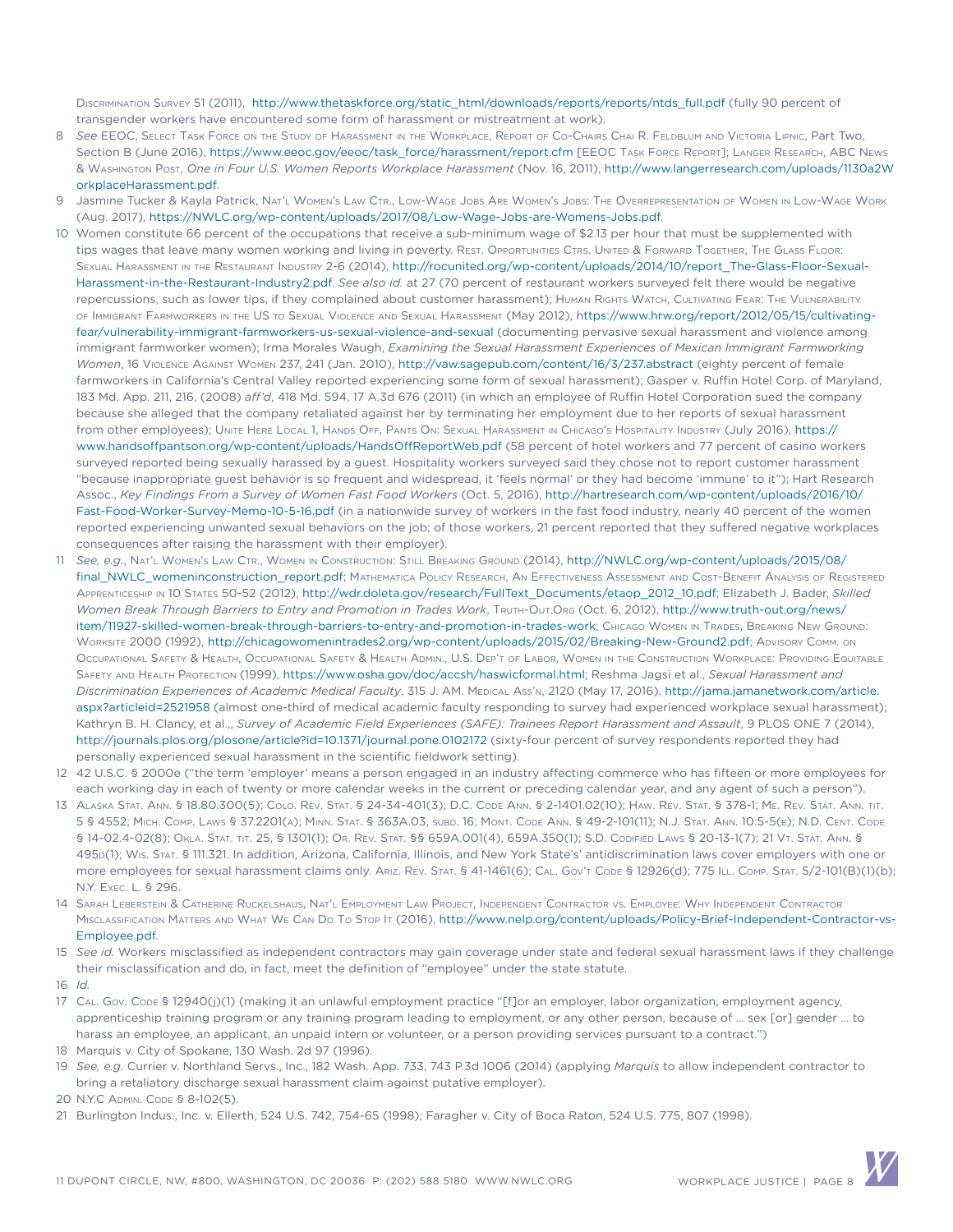Discrimination Survey 51 (2011), http://www.thetaskforce.org/static_html/downloads/reports/reports/ntds_full.pdf (fully 90 percent of transgender workers have encountered some form of harassment or mistreatment at work).

8 *See* EEOC, Select Task Force on the Study of Harassment in the Workplace, Report of Co-Chairs Chai R. Feldblum and Victoria Lipnic, Part Two, Section B (June 2016), https://www.eeoc.gov/eeoc/task_force/harassment/report.cfm [EEOC Task Force Report]; Langer Research, ABC News & Washington Post, *One in Four U.S. Women Reports Workplace Harassment* (Nov. 16, 2011), http://www.langerresearch.com/uploads/1130a2WorkplaceHarassment.pdf.

9 Jasmine Tucker & Kayla Patrick, Nat'l Women's Law Ctr., Low-Wage Jobs Are Women's Jobs: The Overrepresentation of Women in Low-Wage Work (Aug. 2017), https://NWLC.org/wp-content/uploads/2017/08/Low-Wage-Jobs-are-Womens-Jobs.pdf.

10 Women constitute 66 percent of the occupations that receive a sub-minimum wage of $2.13 per hour that must be supplemented with tips wages that leave many women working and living in poverty. Rest. Opportunities Ctrs. United & Forward Together, The Glass Floor: Sexual Harassment in the Restaurant Industry 2-6 (2014), http://rocunited.org/wp-content/uploads/2014/10/report_The-Glass-Floor-Sexual-Harassment-in-the-Restaurant-Industry2.pdf. *See also id.* at 27 (70 percent of restaurant workers surveyed felt there would be negative repercussions, such as lower tips, if they complained about customer harassment); Human Rights Watch, Cultivating Fear: The Vulnerability of Immigrant Farmworkers in the US to Sexual Violence and Sexual Harassment (May 2012), https://www.hrw.org/report/2012/05/15/cultivating-fear/vulnerability-immigrant-farmworkers-us-sexual-violence-and-sexual (documenting pervasive sexual harassment and violence among immigrant farmworker women); Irma Morales Waugh, *Examining the Sexual Harassment Experiences of Mexican Immigrant Farmworking Women*, 16 Violence Against Women 237, 241 (Jan. 2010), http://vaw.sagepub.com/content/16/3/237.abstract (eighty percent of female farmworkers in California's Central Valley reported experiencing some form of sexual harassment); Gasper v. Ruffin Hotel Corp. of Maryland, 183 Md. App. 211, 216, (2008) *aff'd*, 418 Md. 594, 17 A.3d 676 (2011) (in which an employee of Ruffin Hotel Corporation sued the company because she alleged that the company retaliated against her by terminating her employment due to her reports of sexual harassment from other employees); Unite Here Local 1, Hands Off, Pants On: Sexual Harassment in Chicago's Hospitality Industry (July 2016), https://www.handsoffpantson.org/wp-content/uploads/HandsOffReportWeb.pdf (58 percent of hotel workers and 77 percent of casino workers surveyed reported being sexually harassed by a guest. Hospitality workers surveyed said they chose not to report customer harassment "because inappropriate guest behavior is so frequent and widespread, it 'feels normal' or they had become 'immune' to it"); Hart Research Assoc., *Key Findings From a Survey of Women Fast Food Workers* (Oct. 5, 2016), http://hartresearch.com/wp-content/uploads/2016/10/Fast-Food-Worker-Survey-Memo-10-5-16.pdf (in a nationwide survey of workers in the fast food industry, nearly 40 percent of the women reported experiencing unwanted sexual behaviors on the job; of those workers, 21 percent reported that they suffered negative workplaces consequences after raising the harassment with their employer).

11 *See, e.g.*, Nat'l Women's Law Ctr., Women in Construction: Still Breaking Ground (2014), http://NWLC.org/wp-content/uploads/2015/08/final_NWLC_womeninconstruction_report.pdf; Mathematica Policy Research, An Effectiveness Assessment and Cost-Benefit Analysis of Registered Apprenticeship in 10 States 50-52 (2012), http://wdr.doleta.gov/research/FullText_Documents/etaop_2012_10.pdf; Elizabeth J. Bader, *Skilled Women Break Through Barriers to Entry and Promotion in Trades Work*, Truth-Out.Org (Oct. 6, 2012), http://www.truth-out.org/news/item/11927-skilled-women-break-through-barriers-to-entry-and-promotion-in-trades-work; Chicago Women in Trades, Breaking New Ground: Worksite 2000 (1992), http://chicagowomenintrades2.org/wp-content/uploads/2015/02/Breaking-New-Ground2.pdf; Advisory Comm. on Occupational Safety & Health, Occupational Safety & Health Admin., U.S. Dep't of Labor, Women in the Construction Workplace: Providing Equitable Safety and Health Protection (1999), https://www.osha.gov/doc/accsh/haswicformal.html; Reshma Jagsi et al., *Sexual Harassment and Discrimination Experiences of Academic Medical Faculty*, 315 J. AM. Medical Ass'n, 2120 (May 17, 2016), http://jama.jamanetwork.com/article.aspx?articleid=2521958 (almost one-third of medical academic faculty responding to survey had experienced workplace sexual harassment); Kathryn B. H. Clancy, et al.,, *Survey of Academic Field Experiences (SAFE): Trainees Report Harassment and Assault*, 9 PLOS ONE 7 (2014), http://journals.plos.org/plosone/article?id=10.1371/journal.pone.0102172 (sixty-four percent of survey respondents reported they had personally experienced sexual harassment in the scientific fieldwork setting).

12 42 U.S.C. § 2000e ("the term 'employer' means a person engaged in an industry affecting commerce who has fifteen or more employees for each working day in each of twenty or more calendar weeks in the current or preceding calendar year, and any agent of such a person").

13 Alaska Stat. Ann. § 18.80.300(5); Colo. Rev. Stat. § 24-34-401(3); D.C. Code Ann. § 2-1401.02(10); Haw. Rev. Stat. § 378-1; Me. Rev. Stat. Ann. tit. 5 § 4552; Mich. Comp. Laws § 37.2201(a); Minn. Stat. § 363A.03, subd. 16; Mont. Code Ann. § 49-2-101(11); N.J. Stat. Ann. 10:5-5(e); N.D. Cent. Code § 14-02.4-02(8); Okla. Stat. tit. 25, § 1301(1); Or. Rev. Stat. §§ 659A.001(4), 659A.350(1); S.D. Codified Laws § 20-13-1(7); 21 Vt. Stat. Ann. § 495d(1); Wis. Stat. § 111.321. In addition, Arizona, California, Illinois, and New York State's' antidiscrimination laws cover employers with one or more employees for sexual harassment claims only. Ariz. Rev. Stat. § 41-1461(6); Cal. Gov't Code § 12926(d); 775 Ill. Comp. Stat. 5/2-101(B)(1)(b); N.Y. Exec. L. § 296.

14 Sarah Leberstein & Catherine Ruckelshaus, Nat'l Employment Law Project, Independent Contractor vs. Employee: Why Independent Contractor Misclassification Matters and What We Can Do To Stop It (2016), http://www.nelp.org/content/uploads/Policy-Brief-Independent-Contractor-vs-Employee.pdf.

15 *See id.* Workers misclassified as independent contractors may gain coverage under state and federal sexual harassment laws if they challenge their misclassification and do, in fact, meet the definition of "employee" under the state statute.

16 *Id.*

17 Cal. Gov. Code § 12940(j)(1) (making it an unlawful employment practice "[f]or an employer, labor organization, employment agency, apprenticeship training program or any training program leading to employment, or any other person, because of … sex [or] gender … to harass an employee, an applicant, an unpaid intern or volunteer, or a person providing services pursuant to a contract.")

18 Marquis v. City of Spokane, 130 Wash. 2d 97 (1996).

19 *See, e.g.* Currier v. Northland Servs., Inc., 182 Wash. App. 733, 743 P.3d 1006 (2014) (applying *Marquis* to allow independent contractor to bring a retaliatory discharge sexual harassment claim against putative employer).

20 N.Y.C Admin. Code § 8-102(5).

21 Burlington Indus., Inc. v. Ellerth, 524 U.S. 742, 754-65 (1998); Faragher v. City of Boca Raton, 524 U.S. 775, 807 (1998).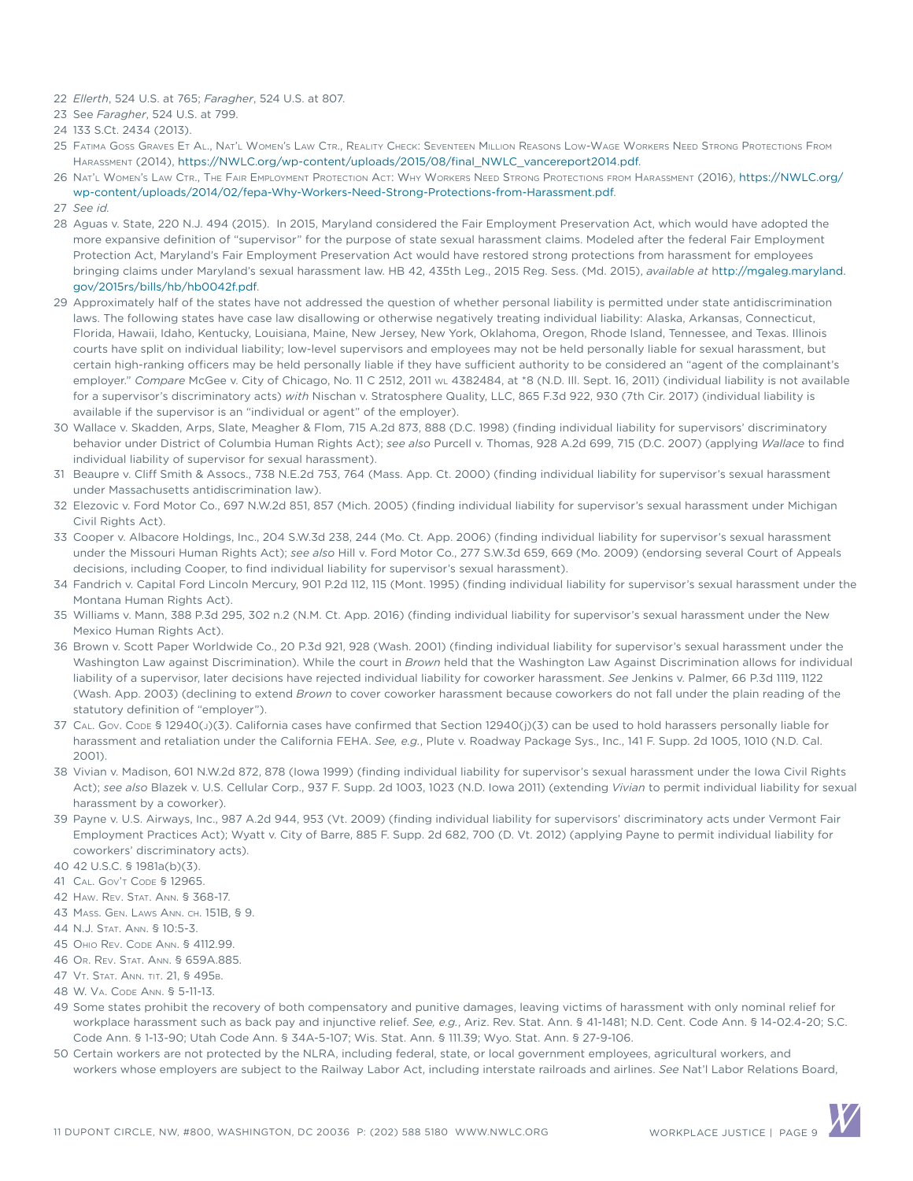22 *Ellerth*, 524 U.S. at 765; *Faragher*, 524 U.S. at 807.

23 See *Faragher*, 524 U.S. at 799.

24 133 S.Ct. 2434 (2013).

25 Fatima Goss Graves et al., Nat'l Women's Law Ctr., Reality Check: Seventeen Million Reasons Low-Wage Workers Need Strong Protections From Harassment (2014), https://NWLC.org/wp-content/uploads/2015/08/final_NWLC_vancereport2014.pdf.

26 Nat'l Women's Law Ctr., The Fair Employment Protection Act: Why Workers Need Strong Protections from Harassment (2016), https://NWLC.org/wp-content/uploads/2014/02/fepa-Why-Workers-Need-Strong-Protections-from-Harassment.pdf.

27 *See id.*

28 Aguas v. State, 220 N.J. 494 (2015). In 2015, Maryland considered the Fair Employment Preservation Act, which would have adopted the more expansive definition of "supervisor" for the purpose of state sexual harassment claims. Modeled after the federal Fair Employment Protection Act, Maryland's Fair Employment Preservation Act would have restored strong protections from harassment for employees bringing claims under Maryland's sexual harassment law. HB 42, 435th Leg., 2015 Reg. Sess. (Md. 2015), *available at* http://mgaleg.maryland.gov/2015rs/bills/hb/hb0042f.pdf.

29 Approximately half of the states have not addressed the question of whether personal liability is permitted under state antidiscrimination laws. The following states have case law disallowing or otherwise negatively treating individual liability: Alaska, Arkansas, Connecticut, Florida, Hawaii, Idaho, Kentucky, Louisiana, Maine, New Jersey, New York, Oklahoma, Oregon, Rhode Island, Tennessee, and Texas. Illinois courts have split on individual liability; low-level supervisors and employees may not be held personally liable for sexual harassment, but certain high-ranking officers may be held personally liable if they have sufficient authority to be considered an "agent of the complainant's employer." *Compare* McGee v. City of Chicago, No. 11 C 2512, 2011 WL 4382484, at *8 (N.D. Ill. Sept. 16, 2011) (individual liability is not available for a supervisor's discriminatory acts) *with* Nischan v. Stratosphere Quality, LLC, 865 F.3d 922, 930 (7th Cir. 2017) (individual liability is available if the supervisor is an "individual or agent" of the employer).

30 Wallace v. Skadden, Arps, Slate, Meagher & Flom, 715 A.2d 873, 888 (D.C. 1998) (finding individual liability for supervisors' discriminatory behavior under District of Columbia Human Rights Act); *see also* Purcell v. Thomas, 928 A.2d 699, 715 (D.C. 2007) (applying *Wallace* to find individual liability of supervisor for sexual harassment).

31 Beaupre v. Cliff Smith & Assocs., 738 N.E.2d 753, 764 (Mass. App. Ct. 2000) (finding individual liability for supervisor's sexual harassment under Massachusetts antidiscrimination law).

32 Elezovic v. Ford Motor Co., 697 N.W.2d 851, 857 (Mich. 2005) (finding individual liability for supervisor's sexual harassment under Michigan Civil Rights Act).

33 Cooper v. Albacore Holdings, Inc., 204 S.W.3d 238, 244 (Mo. Ct. App. 2006) (finding individual liability for supervisor's sexual harassment under the Missouri Human Rights Act); *see also* Hill v. Ford Motor Co., 277 S.W.3d 659, 669 (Mo. 2009) (endorsing several Court of Appeals decisions, including Cooper, to find individual liability for supervisor's sexual harassment).

34 Fandrich v. Capital Ford Lincoln Mercury, 901 P.2d 112, 115 (Mont. 1995) (finding individual liability for supervisor's sexual harassment under the Montana Human Rights Act).

35 Williams v. Mann, 388 P.3d 295, 302 n.2 (N.M. Ct. App. 2016) (finding individual liability for supervisor's sexual harassment under the New Mexico Human Rights Act).

36 Brown v. Scott Paper Worldwide Co., 20 P.3d 921, 928 (Wash. 2001) (finding individual liability for supervisor's sexual harassment under the Washington Law against Discrimination). While the court in *Brown* held that the Washington Law Against Discrimination allows for individual liability of a supervisor, later decisions have rejected individual liability for coworker harassment. *See* Jenkins v. Palmer, 66 P.3d 1119, 1122 (Wash. App. 2003) (declining to extend *Brown* to cover coworker harassment because coworkers do not fall under the plain reading of the statutory definition of "employer").

37 Cal. Gov. Code § 12940(j)(3). California cases have confirmed that Section 12940(j)(3) can be used to hold harassers personally liable for harassment and retaliation under the California FEHA. *See, e.g.*, Plute v. Roadway Package Sys., Inc., 141 F. Supp. 2d 1005, 1010 (N.D. Cal. 2001).

38 Vivian v. Madison, 601 N.W.2d 872, 878 (Iowa 1999) (finding individual liability for supervisor's sexual harassment under the Iowa Civil Rights Act); *see also* Blazek v. U.S. Cellular Corp., 937 F. Supp. 2d 1003, 1023 (N.D. Iowa 2011) (extending *Vivian* to permit individual liability for sexual harassment by a coworker).

39 Payne v. U.S. Airways, Inc., 987 A.2d 944, 953 (Vt. 2009) (finding individual liability for supervisors' discriminatory acts under Vermont Fair Employment Practices Act); Wyatt v. City of Barre, 885 F. Supp. 2d 682, 700 (D. Vt. 2012) (applying Payne to permit individual liability for coworkers' discriminatory acts).

40 42 U.S.C. § 1981a(b)(3).

41 Cal. Gov't Code § 12965.

42 Haw. Rev. Stat. Ann. § 368-17.

43 Mass. Gen. Laws Ann. ch. 151B, § 9.

44 N.J. Stat. Ann. § 10:5-3.

45 Ohio Rev. Code Ann. § 4112.99.

46 Or. Rev. Stat. Ann. § 659A.885.

47 Vt. Stat. Ann. tit. 21, § 495b.

48 W. Va. Code Ann. § 5-11-13.

49 Some states prohibit the recovery of both compensatory and punitive damages, leaving victims of harassment with only nominal relief for workplace harassment such as back pay and injunctive relief. *See, e.g.*, Ariz. Rev. Stat. Ann. § 41-1481; N.D. Cent. Code Ann. § 14-02.4-20; S.C. Code Ann. § 1-13-90; Utah Code Ann. § 34A-5-107; Wis. Stat. Ann. § 111.39; Wyo. Stat. Ann. § 27-9-106.

50 Certain workers are not protected by the NLRA, including federal, state, or local government employees, agricultural workers, and workers whose employers are subject to the Railway Labor Act, including interstate railroads and airlines. *See* Nat'l Labor Relations Board,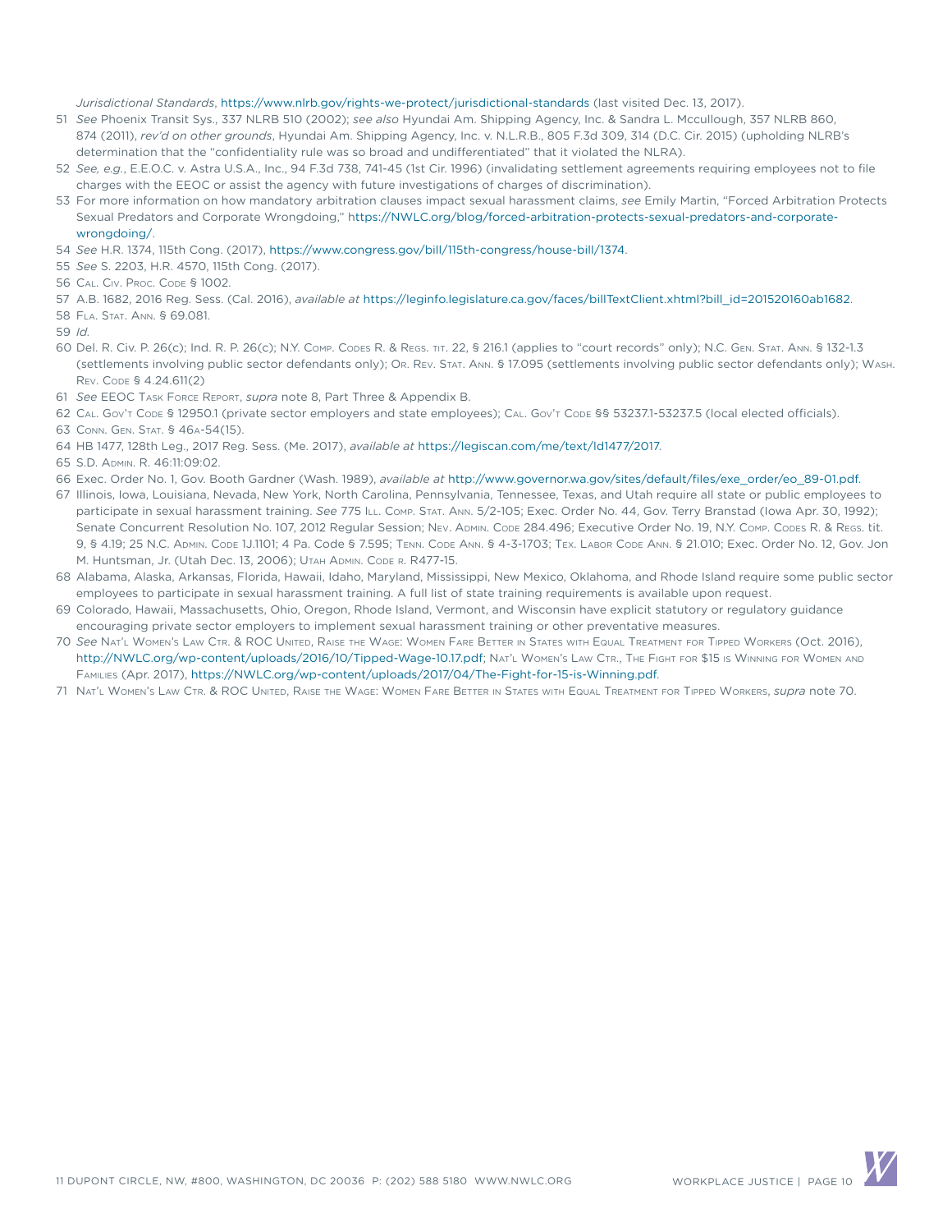*Jurisdictional Standards*, https://www.nlrb.gov/rights-we-protect/jurisdictional-standards (last visited Dec. 13, 2017).

51 *See* Phoenix Transit Sys., 337 NLRB 510 (2002); *see also* Hyundai Am. Shipping Agency, Inc. & Sandra L. Mccullough, 357 NLRB 860, 874 (2011), *rev'd on other grounds*, Hyundai Am. Shipping Agency, Inc. v. N.L.R.B., 805 F.3d 309, 314 (D.C. Cir. 2015) (upholding NLRB's determination that the "confidentiality rule was so broad and undifferentiated" that it violated the NLRA).

52 *See, e.g.*, E.E.O.C. v. Astra U.S.A., Inc., 94 F.3d 738, 741-45 (1st Cir. 1996) (invalidating settlement agreements requiring employees not to file charges with the EEOC or assist the agency with future investigations of charges of discrimination).

53 For more information on how mandatory arbitration clauses impact sexual harassment claims, *see* Emily Martin, "Forced Arbitration Protects Sexual Predators and Corporate Wrongdoing," https://NWLC.org/blog/forced-arbitration-protects-sexual-predators-and-corporate-wrongdoing/.

54 *See* H.R. 1374, 115th Cong. (2017), https://www.congress.gov/bill/115th-congress/house-bill/1374.

55 *See* S. 2203, H.R. 4570, 115th Cong. (2017).

56 Cal. Civ. Proc. Code § 1002.

57 A.B. 1682, 2016 Reg. Sess. (Cal. 2016), *available at* https://leginfo.legislature.ca.gov/faces/billTextClient.xhtml?bill_id=201520160ab1682.

58 Fla. Stat. Ann. § 69.081.

59 *Id.*

60 Del. R. Civ. P. 26(c); Ind. R. P. 26(c); N.Y. Comp. Codes R. & Regs. tit. 22, § 216.1 (applies to "court records" only); N.C. Gen. Stat. Ann. § 132-1.3 (settlements involving public sector defendants only); Or. Rev. Stat. Ann. § 17.095 (settlements involving public sector defendants only); Wash. Rev. Code § 4.24.611(2)

61 *See* EEOC Task Force Report, *supra* note 8, Part Three & Appendix B.

62 Cal. Gov't Code § 12950.1 (private sector employers and state employees); Cal. Gov't Code §§ 53237.1-53237.5 (local elected officials).

63 Conn. Gen. Stat. § 46a-54(15).

64 HB 1477, 128th Leg., 2017 Reg. Sess. (Me. 2017), *available at* https://legiscan.com/me/text/ld1477/2017.

65 S.D. Admin. R. 46:11:09:02.

66 Exec. Order No. 1, Gov. Booth Gardner (Wash. 1989), *available at* http://www.governor.wa.gov/sites/default/files/exe_order/eo_89-01.pdf.

67 Illinois, Iowa, Louisiana, Nevada, New York, North Carolina, Pennsylvania, Tennessee, Texas, and Utah require all state or public employees to participate in sexual harassment training. *See* 775 Ill. Comp. Stat. Ann. 5/2-105; Exec. Order No. 44, Gov. Terry Branstad (Iowa Apr. 30, 1992); Senate Concurrent Resolution No. 107, 2012 Regular Session; Nev. Admin. Code 284.496; Executive Order No. 19, N.Y. Comp. Codes R. & Regs. tit. 9, § 4.19; 25 N.C. Admin. Code 1J.1101; 4 Pa. Code § 7.595; Tenn. Code Ann. § 4-3-1703; Tex. Labor Code Ann. § 21.010; Exec. Order No. 12, Gov. Jon M. Huntsman, Jr. (Utah Dec. 13, 2006); Utah Admin. Code r. R477-15.

68 Alabama, Alaska, Arkansas, Florida, Hawaii, Idaho, Maryland, Mississippi, New Mexico, Oklahoma, and Rhode Island require some public sector employees to participate in sexual harassment training. A full list of state training requirements is available upon request.

69 Colorado, Hawaii, Massachusetts, Ohio, Oregon, Rhode Island, Vermont, and Wisconsin have explicit statutory or regulatory guidance encouraging private sector employers to implement sexual harassment training or other preventative measures.

70 *See* Nat'l Women's Law Ctr. & ROC United, Raise the Wage: Women Fare Better in States with Equal Treatment for Tipped Workers (Oct. 2016), http://NWLC.org/wp-content/uploads/2016/10/Tipped-Wage-10.17.pdf; Nat'l Women's Law Ctr., The Fight for $15 is Winning for Women and Families (Apr. 2017), https://NWLC.org/wp-content/uploads/2017/04/The-Fight-for-15-is-Winning.pdf.

71 Nat'l Women's Law Ctr. & ROC United, Raise the Wage: Women Fare Better in States with Equal Treatment for Tipped Workers, *supra* note 70.